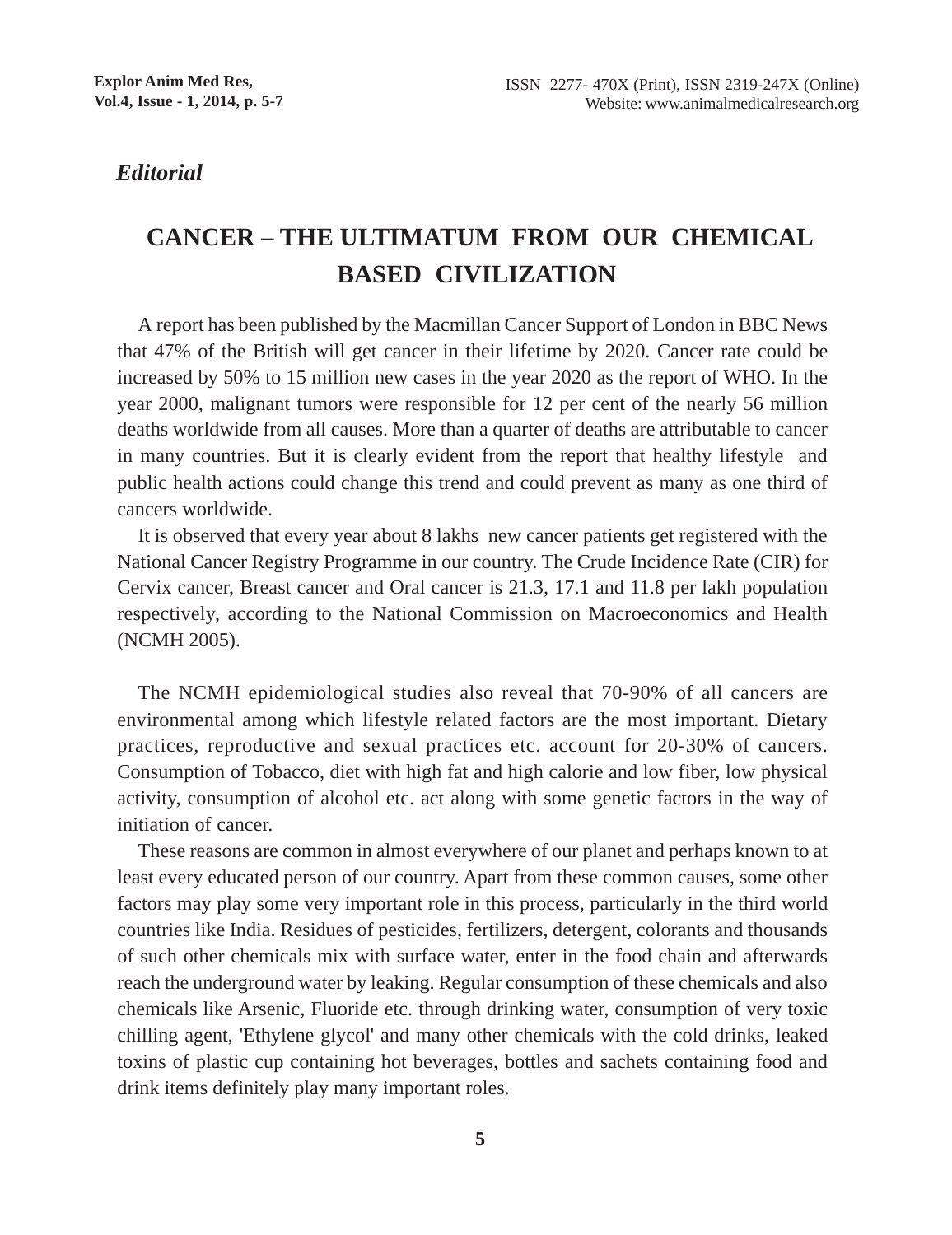*Editorial*

# CANCER – THE ULTIMATUM FROM OUR CHEMICAL BASED CIVILIZATION

A report has been published by the Macmillan Cancer Support of London in BBC News that 47% of the British will get cancer in their lifetime by 2020. Cancer rate could be increased by 50% to 15 million new cases in the year 2020 as the report of WHO. In the year 2000, malignant tumors were responsible for 12 per cent of the nearly 56 million deaths worldwide from all causes. More than a quarter of deaths are attributable to cancer in many countries. But it is clearly evident from the report that healthy lifestyle and public health actions could change this trend and could prevent as many as one third of cancers worldwide.

It is observed that every year about 8 lakhs new cancer patients get registered with the National Cancer Registry Programme in our country. The Crude Incidence Rate (CIR) for Cervix cancer, Breast cancer and Oral cancer is 21.3, 17.1 and 11.8 per lakh population respectively, according to the National Commission on Macroeconomics and Health (NCMH 2005).

The NCMH epidemiological studies also reveal that 70-90% of all cancers are environmental among which lifestyle related factors are the most important. Dietary practices, reproductive and sexual practices etc. account for 20-30% of cancers. Consumption of Tobacco, diet with high fat and high calorie and low fiber, low physical activity, consumption of alcohol etc. act along with some genetic factors in the way of initiation of cancer.

These reasons are common in almost everywhere of our planet and perhaps known to at least every educated person of our country. Apart from these common causes, some other factors may play some very important role in this process, particularly in the third world countries like India. Residues of pesticides, fertilizers, detergent, colorants and thousands of such other chemicals mix with surface water, enter in the food chain and afterwards reach the underground water by leaking. Regular consumption of these chemicals and also chemicals like Arsenic, Fluoride etc. through drinking water, consumption of very toxic chilling agent, 'Ethylene glycol' and many other chemicals with the cold drinks, leaked toxins of plastic cup containing hot beverages, bottles and sachets containing food and drink items definitely play many important roles.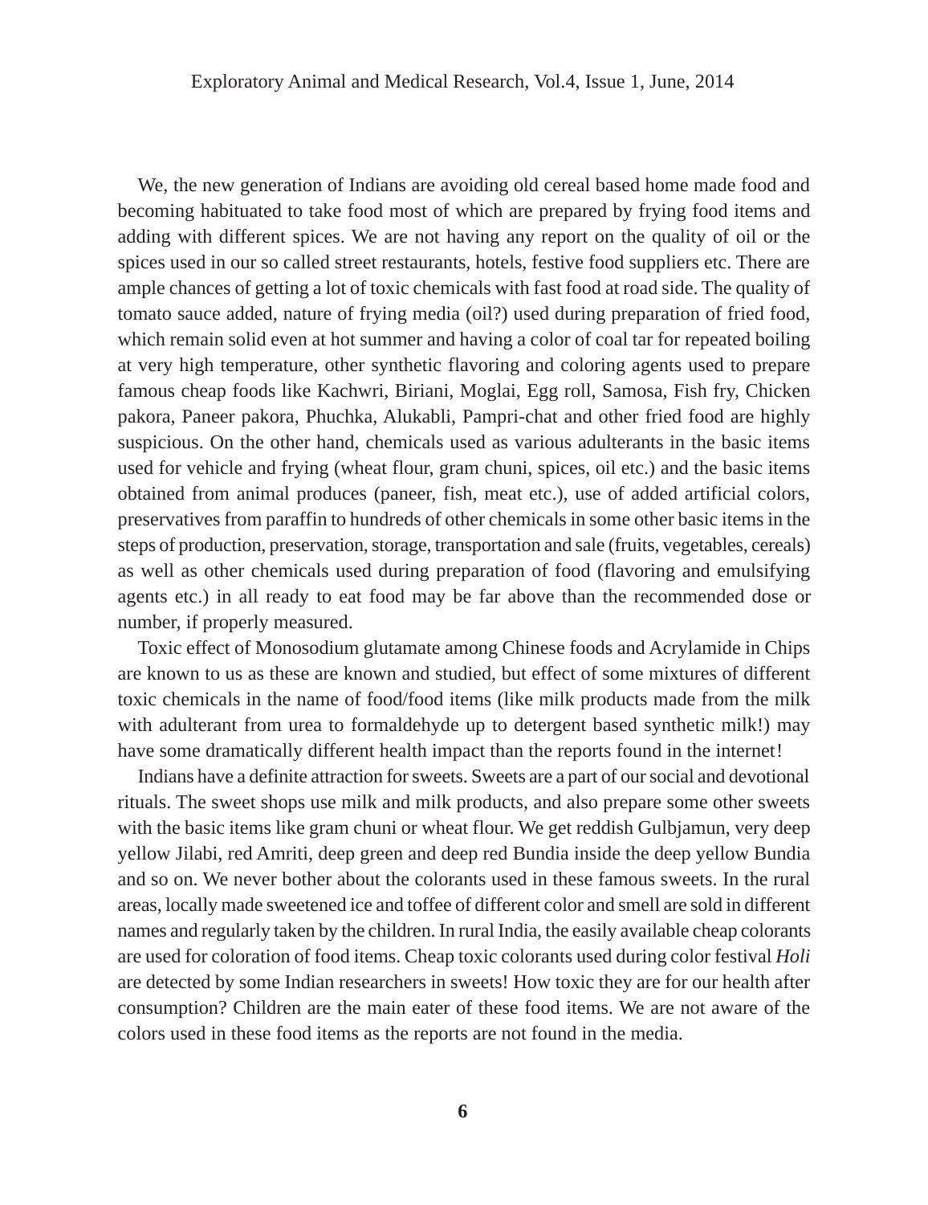We, the new generation of Indians are avoiding old cereal based home made food and becoming habituated to take food most of which are prepared by frying food items and adding with different spices. We are not having any report on the quality of oil or the spices used in our so called street restaurants, hotels, festive food suppliers etc. There are ample chances of getting a lot of toxic chemicals with fast food at road side. The quality of tomato sauce added, nature of frying media (oil?) used during preparation of fried food, which remain solid even at hot summer and having a color of coal tar for repeated boiling at very high temperature, other synthetic flavoring and coloring agents used to prepare famous cheap foods like Kachwri, Biriani, Moglai, Egg roll, Samosa, Fish fry, Chicken pakora, Paneer pakora, Phuchka, Alukabli, Pampri-chat and other fried food are highly suspicious. On the other hand, chemicals used as various adulterants in the basic items used for vehicle and frying (wheat flour, gram chuni, spices, oil etc.) and the basic items obtained from animal produces (paneer, fish, meat etc.), use of added artificial colors, preservatives from paraffin to hundreds of other chemicals in some other basic items in the steps of production, preservation, storage, transportation and sale (fruits, vegetables, cereals) as well as other chemicals used during preparation of food (flavoring and emulsifying agents etc.) in all ready to eat food may be far above than the recommended dose or number, if properly measured.

Toxic effect of Monosodium glutamate among Chinese foods and Acrylamide in Chips are known to us as these are known and studied, but effect of some mixtures of different toxic chemicals in the name of food/food items (like milk products made from the milk with adulterant from urea to formaldehyde up to detergent based synthetic milk!) may have some dramatically different health impact than the reports found in the internet!

Indians have a definite attraction for sweets. Sweets are a part of our social and devotional rituals. The sweet shops use milk and milk products, and also prepare some other sweets with the basic items like gram chuni or wheat flour. We get reddish Gulbjamun, very deep yellow Jilabi, red Amriti, deep green and deep red Bundia inside the deep yellow Bundia and so on. We never bother about the colorants used in these famous sweets. In the rural areas, locally made sweetened ice and toffee of different color and smell are sold in different names and regularly taken by the children. In rural India, the easily available cheap colorants are used for coloration of food items. Cheap toxic colorants used during color festival *Holi* are detected by some Indian researchers in sweets! How toxic they are for our health after consumption? Children are the main eater of these food items. We are not aware of the colors used in these food items as the reports are not found in the media.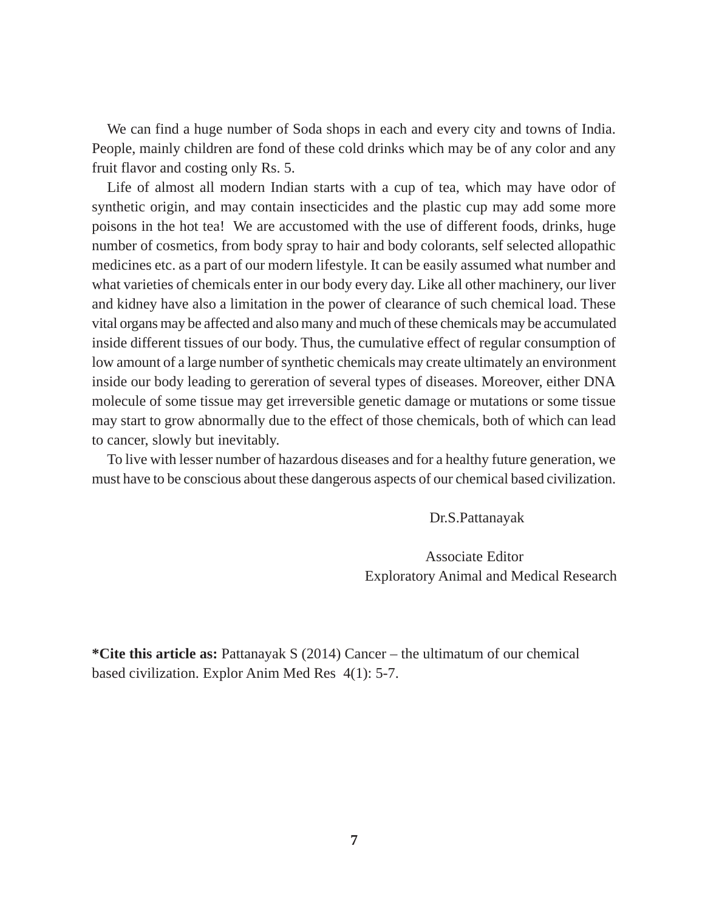We can find a huge number of Soda shops in each and every city and towns of India. People, mainly children are fond of these cold drinks which may be of any color and any fruit flavor and costing only Rs. 5.

Life of almost all modern Indian starts with a cup of tea, which may have odor of synthetic origin, and may contain insecticides and the plastic cup may add some more poisons in the hot tea! We are accustomed with the use of different foods, drinks, huge number of cosmetics, from body spray to hair and body colorants, self selected allopathic medicines etc. as a part of our modern lifestyle. It can be easily assumed what number and what varieties of chemicals enter in our body every day. Like all other machinery, our liver and kidney have also a limitation in the power of clearance of such chemical load. These vital organs may be affected and also many and much of these chemicals may be accumulated inside different tissues of our body. Thus, the cumulative effect of regular consumption of low amount of a large number of synthetic chemicals may create ultimately an environment inside our body leading to gereration of several types of diseases. Moreover, either DNA molecule of some tissue may get irreversible genetic damage or mutations or some tissue may start to grow abnormally due to the effect of those chemicals, both of which can lead to cancer, slowly but inevitably.

To live with lesser number of hazardous diseases and for a healthy future generation, we must have to be conscious about these dangerous aspects of our chemical based civilization.

Dr.S.Pattanayak

Associate Editor
Exploratory Animal and Medical Research

**\*Cite this article as:** Pattanayak S (2014) Cancer – the ultimatum of our chemical based civilization. Explor Anim Med Res 4(1): 5-7.